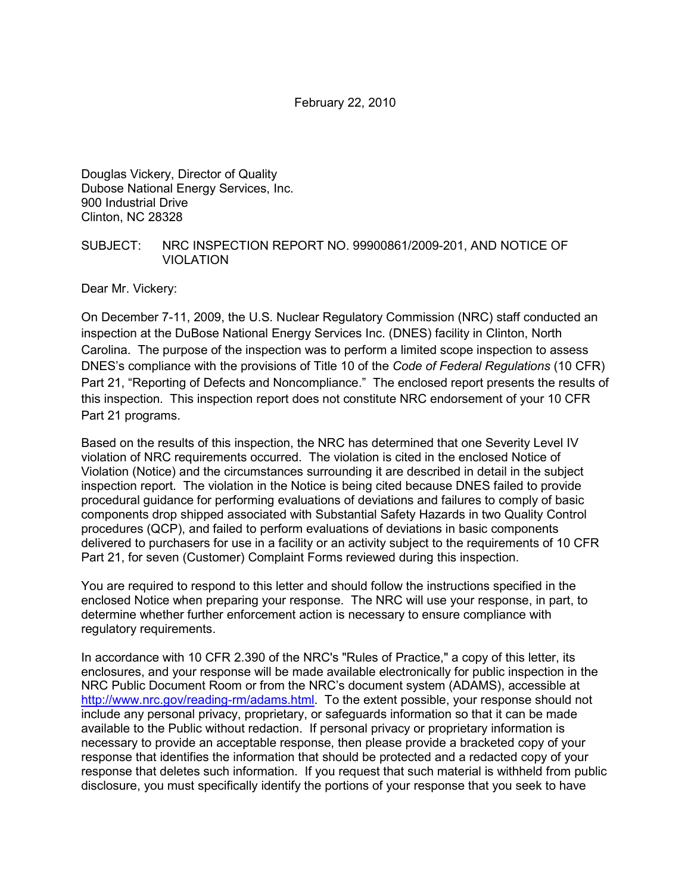February 22, 2010

Douglas Vickery, Director of Quality
Dubose National Energy Services, Inc.
900 Industrial Drive
Clinton, NC 28328

SUBJECT: NRC INSPECTION REPORT NO. 99900861/2009-201, AND NOTICE OF VIOLATION

Dear Mr. Vickery:

On December 7-11, 2009, the U.S. Nuclear Regulatory Commission (NRC) staff conducted an inspection at the DuBose National Energy Services Inc. (DNES) facility in Clinton, North Carolina. The purpose of the inspection was to perform a limited scope inspection to assess DNES's compliance with the provisions of Title 10 of the *Code of Federal Regulations* (10 CFR) Part 21, "Reporting of Defects and Noncompliance." The enclosed report presents the results of this inspection. This inspection report does not constitute NRC endorsement of your 10 CFR Part 21 programs.

Based on the results of this inspection, the NRC has determined that one Severity Level IV violation of NRC requirements occurred. The violation is cited in the enclosed Notice of Violation (Notice) and the circumstances surrounding it are described in detail in the subject inspection report. The violation in the Notice is being cited because DNES failed to provide procedural guidance for performing evaluations of deviations and failures to comply of basic components drop shipped associated with Substantial Safety Hazards in two Quality Control procedures (QCP), and failed to perform evaluations of deviations in basic components delivered to purchasers for use in a facility or an activity subject to the requirements of 10 CFR Part 21, for seven (Customer) Complaint Forms reviewed during this inspection.

You are required to respond to this letter and should follow the instructions specified in the enclosed Notice when preparing your response. The NRC will use your response, in part, to determine whether further enforcement action is necessary to ensure compliance with regulatory requirements.

In accordance with 10 CFR 2.390 of the NRC's "Rules of Practice," a copy of this letter, its enclosures, and your response will be made available electronically for public inspection in the NRC Public Document Room or from the NRC's document system (ADAMS), accessible at http://www.nrc.gov/reading-rm/adams.html. To the extent possible, your response should not include any personal privacy, proprietary, or safeguards information so that it can be made available to the Public without redaction. If personal privacy or proprietary information is necessary to provide an acceptable response, then please provide a bracketed copy of your response that identifies the information that should be protected and a redacted copy of your response that deletes such information. If you request that such material is withheld from public disclosure, you must specifically identify the portions of your response that you seek to have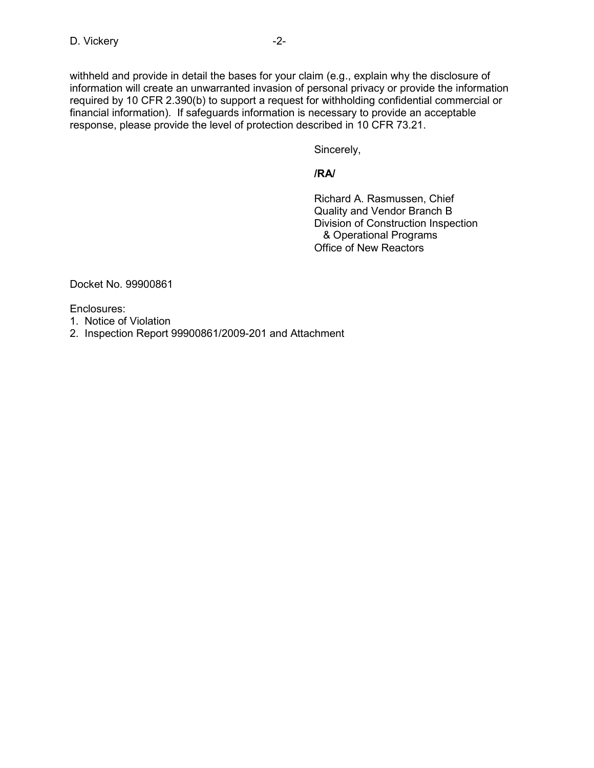withheld and provide in detail the bases for your claim (e.g., explain why the disclosure of information will create an unwarranted invasion of personal privacy or provide the information required by 10 CFR 2.390(b) to support a request for withholding confidential commercial or financial information). If safeguards information is necessary to provide an acceptable response, please provide the level of protection described in 10 CFR 73.21.

Sincerely,

**/RA/**

Richard A. Rasmussen, Chief
Quality and Vendor Branch B
Division of Construction Inspection
& Operational Programs
Office of New Reactors

Docket No. 99900861

Enclosures:
1. Notice of Violation
2. Inspection Report 99900861/2009-201 and Attachment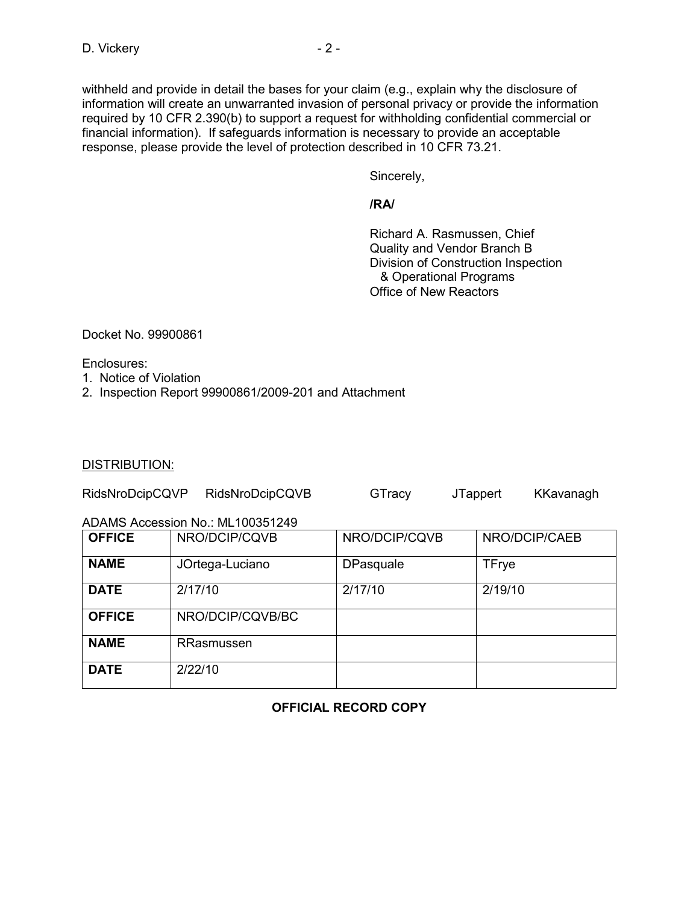withheld and provide in detail the bases for your claim (e.g., explain why the disclosure of information will create an unwarranted invasion of personal privacy or provide the information required by 10 CFR 2.390(b) to support a request for withholding confidential commercial or financial information). If safeguards information is necessary to provide an acceptable response, please provide the level of protection described in 10 CFR 73.21.

Sincerely,

**/RA/**

Richard A. Rasmussen, Chief
Quality and Vendor Branch B
Division of Construction Inspection
& Operational Programs
Office of New Reactors

Docket No. 99900861

Enclosures:
1. Notice of Violation
2. Inspection Report 99900861/2009-201 and Attachment

DISTRIBUTION:

RidsNroDcipCQVP RidsNroDcipCQVB GTracy JTappert KKavanagh

ADAMS Accession No.: ML100351249

| **OFFICE** | NRO/DCIP/CQVB | NRO/DCIP/CQVB | NRO/DCIP/CAEB |
|---|---|---|---|
| **NAME** | JOrtega-Luciano | DPasquale | TFrye |
| **DATE** | 2/17/10 | 2/17/10 | 2/19/10 |
| **OFFICE** | NRO/DCIP/CQVB/BC | | |
| **NAME** | RRasmussen | | |
| **DATE** | 2/22/10 | | |

**OFFICIAL RECORD COPY**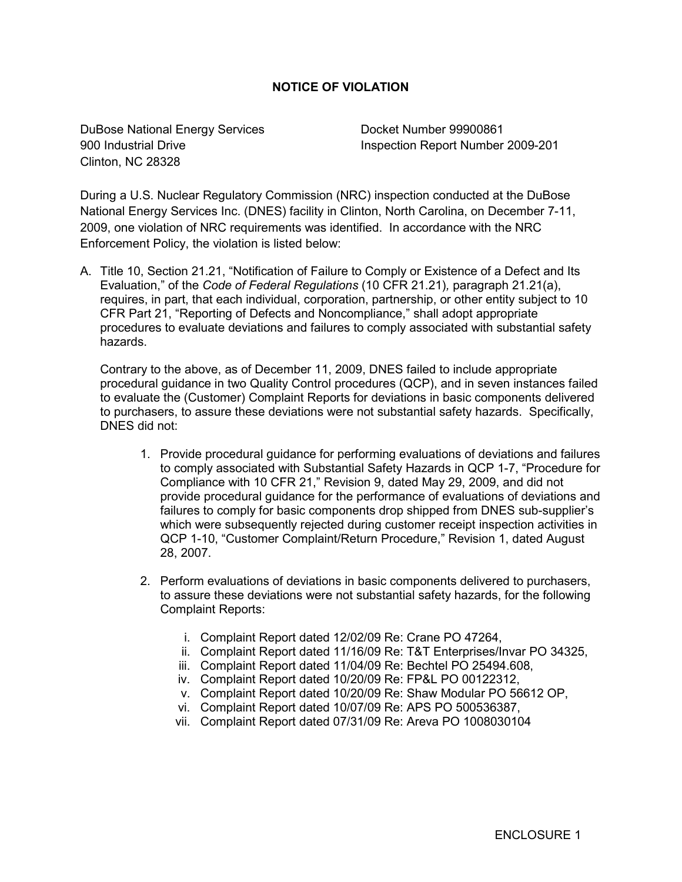# NOTICE OF VIOLATION

DuBose National Energy Services
900 Industrial Drive
Clinton, NC 28328

Docket Number 99900861
Inspection Report Number 2009-201

During a U.S. Nuclear Regulatory Commission (NRC) inspection conducted at the DuBose National Energy Services Inc. (DNES) facility in Clinton, North Carolina, on December 7-11, 2009, one violation of NRC requirements was identified. In accordance with the NRC Enforcement Policy, the violation is listed below:

A. Title 10, Section 21.21, "Notification of Failure to Comply or Existence of a Defect and Its Evaluation," of the *Code of Federal Regulations* (10 CFR 21.21)*,* paragraph 21.21(a), requires, in part, that each individual, corporation, partnership, or other entity subject to 10 CFR Part 21, "Reporting of Defects and Noncompliance," shall adopt appropriate procedures to evaluate deviations and failures to comply associated with substantial safety hazards.

   Contrary to the above, as of December 11, 2009, DNES failed to include appropriate procedural guidance in two Quality Control procedures (QCP), and in seven instances failed to evaluate the (Customer) Complaint Reports for deviations in basic components delivered to purchasers, to assure these deviations were not substantial safety hazards. Specifically, DNES did not:

   1. Provide procedural guidance for performing evaluations of deviations and failures to comply associated with Substantial Safety Hazards in QCP 1-7, "Procedure for Compliance with 10 CFR 21," Revision 9, dated May 29, 2009, and did not provide procedural guidance for the performance of evaluations of deviations and failures to comply for basic components drop shipped from DNES sub-supplier's which were subsequently rejected during customer receipt inspection activities in QCP 1-10, "Customer Complaint/Return Procedure," Revision 1, dated August 28, 2007.

   2. Perform evaluations of deviations in basic components delivered to purchasers, to assure these deviations were not substantial safety hazards, for the following Complaint Reports:

      i. Complaint Report dated 12/02/09 Re: Crane PO 47264,
      ii. Complaint Report dated 11/16/09 Re: T&T Enterprises/Invar PO 34325,
      iii. Complaint Report dated 11/04/09 Re: Bechtel PO 25494.608,
      iv. Complaint Report dated 10/20/09 Re: FP&L PO 00122312,
      v. Complaint Report dated 10/20/09 Re: Shaw Modular PO 56612 OP,
      vi. Complaint Report dated 10/07/09 Re: APS PO 500536387,
      vii. Complaint Report dated 07/31/09 Re: Areva PO 1008030104

ENCLOSURE 1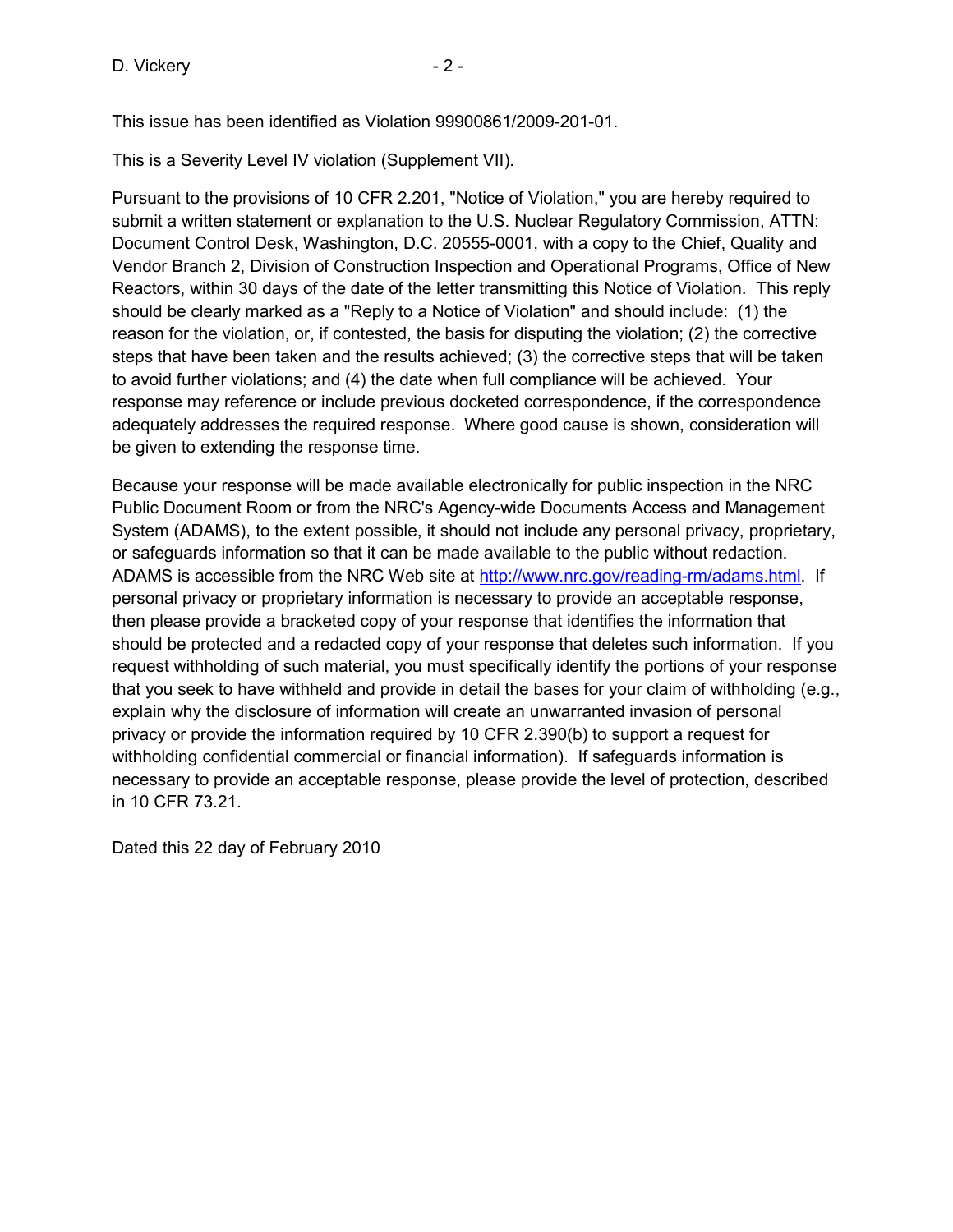This issue has been identified as Violation 99900861/2009-201-01.

This is a Severity Level IV violation (Supplement VII).

Pursuant to the provisions of 10 CFR 2.201, "Notice of Violation," you are hereby required to submit a written statement or explanation to the U.S. Nuclear Regulatory Commission, ATTN: Document Control Desk, Washington, D.C. 20555-0001, with a copy to the Chief, Quality and Vendor Branch 2, Division of Construction Inspection and Operational Programs, Office of New Reactors, within 30 days of the date of the letter transmitting this Notice of Violation. This reply should be clearly marked as a "Reply to a Notice of Violation" and should include: (1) the reason for the violation, or, if contested, the basis for disputing the violation; (2) the corrective steps that have been taken and the results achieved; (3) the corrective steps that will be taken to avoid further violations; and (4) the date when full compliance will be achieved. Your response may reference or include previous docketed correspondence, if the correspondence adequately addresses the required response. Where good cause is shown, consideration will be given to extending the response time.

Because your response will be made available electronically for public inspection in the NRC Public Document Room or from the NRC's Agency-wide Documents Access and Management System (ADAMS), to the extent possible, it should not include any personal privacy, proprietary, or safeguards information so that it can be made available to the public without redaction. ADAMS is accessible from the NRC Web site at http://www.nrc.gov/reading-rm/adams.html. If personal privacy or proprietary information is necessary to provide an acceptable response, then please provide a bracketed copy of your response that identifies the information that should be protected and a redacted copy of your response that deletes such information. If you request withholding of such material, you must specifically identify the portions of your response that you seek to have withheld and provide in detail the bases for your claim of withholding (e.g., explain why the disclosure of information will create an unwarranted invasion of personal privacy or provide the information required by 10 CFR 2.390(b) to support a request for withholding confidential commercial or financial information). If safeguards information is necessary to provide an acceptable response, please provide the level of protection, described in 10 CFR 73.21.

Dated this 22 day of February 2010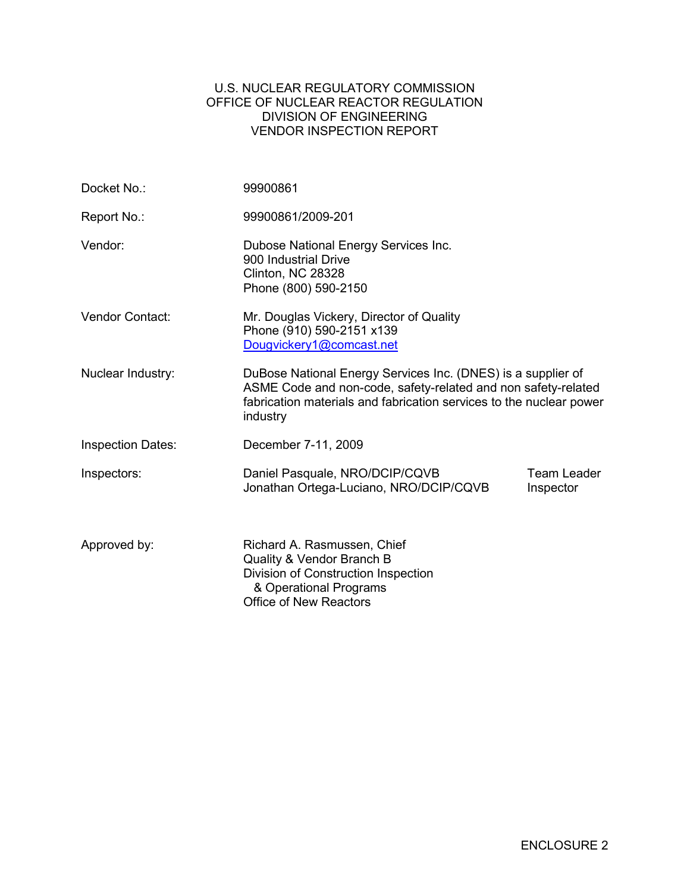U.S. NUCLEAR REGULATORY COMMISSION
OFFICE OF NUCLEAR REACTOR REGULATION
DIVISION OF ENGINEERING
VENDOR INSPECTION REPORT

| | | |
|---|---|---|
| Docket No.: | 99900861 | |
| Report No.: | 99900861/2009-201 | |
| Vendor: | Dubose National Energy Services Inc.<br>900 Industrial Drive<br>Clinton, NC 28328<br>Phone (800) 590-2150 | |
| Vendor Contact: | Mr. Douglas Vickery, Director of Quality<br>Phone (910) 590-2151 x139<br>Dougvickery1@comcast.net | |
| Nuclear Industry: | DuBose National Energy Services Inc. (DNES) is a supplier of ASME Code and non-code, safety-related and non safety-related fabrication materials and fabrication services to the nuclear power industry | |
| Inspection Dates: | December 7-11, 2009 | |
| Inspectors: | Daniel Pasquale, NRO/DCIP/CQVB<br>Jonathan Ortega-Luciano, NRO/DCIP/CQVB | Team Leader<br>Inspector |
| Approved by: | Richard A. Rasmussen, Chief<br>Quality & Vendor Branch B<br>Division of Construction Inspection & Operational Programs<br>Office of New Reactors | |

ENCLOSURE 2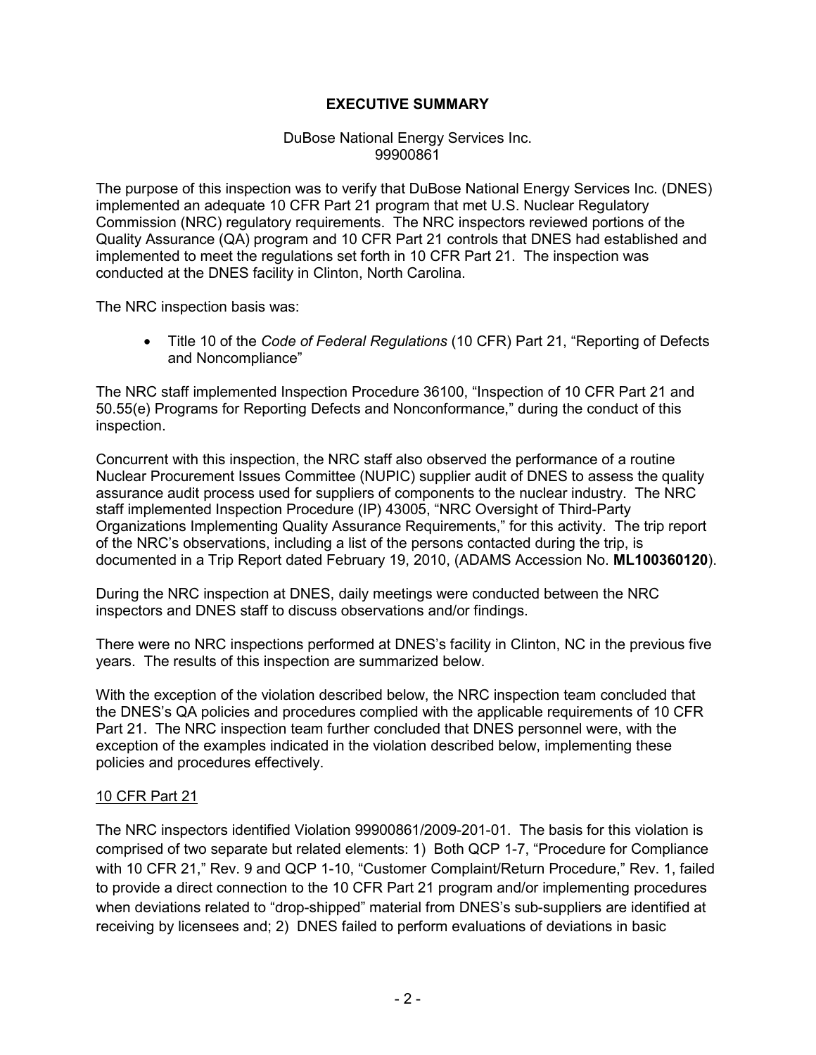## EXECUTIVE SUMMARY

DuBose National Energy Services Inc.
99900861

The purpose of this inspection was to verify that DuBose National Energy Services Inc. (DNES) implemented an adequate 10 CFR Part 21 program that met U.S. Nuclear Regulatory Commission (NRC) regulatory requirements. The NRC inspectors reviewed portions of the Quality Assurance (QA) program and 10 CFR Part 21 controls that DNES had established and implemented to meet the regulations set forth in 10 CFR Part 21. The inspection was conducted at the DNES facility in Clinton, North Carolina.

The NRC inspection basis was:

- Title 10 of the *Code of Federal Regulations* (10 CFR) Part 21, "Reporting of Defects and Noncompliance"

The NRC staff implemented Inspection Procedure 36100, "Inspection of 10 CFR Part 21 and 50.55(e) Programs for Reporting Defects and Nonconformance," during the conduct of this inspection.

Concurrent with this inspection, the NRC staff also observed the performance of a routine Nuclear Procurement Issues Committee (NUPIC) supplier audit of DNES to assess the quality assurance audit process used for suppliers of components to the nuclear industry. The NRC staff implemented Inspection Procedure (IP) 43005, "NRC Oversight of Third-Party Organizations Implementing Quality Assurance Requirements," for this activity. The trip report of the NRC's observations, including a list of the persons contacted during the trip, is documented in a Trip Report dated February 19, 2010, (ADAMS Accession No. **ML100360120**).

During the NRC inspection at DNES, daily meetings were conducted between the NRC inspectors and DNES staff to discuss observations and/or findings.

There were no NRC inspections performed at DNES's facility in Clinton, NC in the previous five years. The results of this inspection are summarized below.

With the exception of the violation described below, the NRC inspection team concluded that the DNES's QA policies and procedures complied with the applicable requirements of 10 CFR Part 21. The NRC inspection team further concluded that DNES personnel were, with the exception of the examples indicated in the violation described below, implementing these policies and procedures effectively.

### 10 CFR Part 21

The NRC inspectors identified Violation 99900861/2009-201-01. The basis for this violation is comprised of two separate but related elements: 1) Both QCP 1-7, "Procedure for Compliance with 10 CFR 21," Rev. 9 and QCP 1-10, "Customer Complaint/Return Procedure," Rev. 1, failed to provide a direct connection to the 10 CFR Part 21 program and/or implementing procedures when deviations related to "drop-shipped" material from DNES's sub-suppliers are identified at receiving by licensees and; 2) DNES failed to perform evaluations of deviations in basic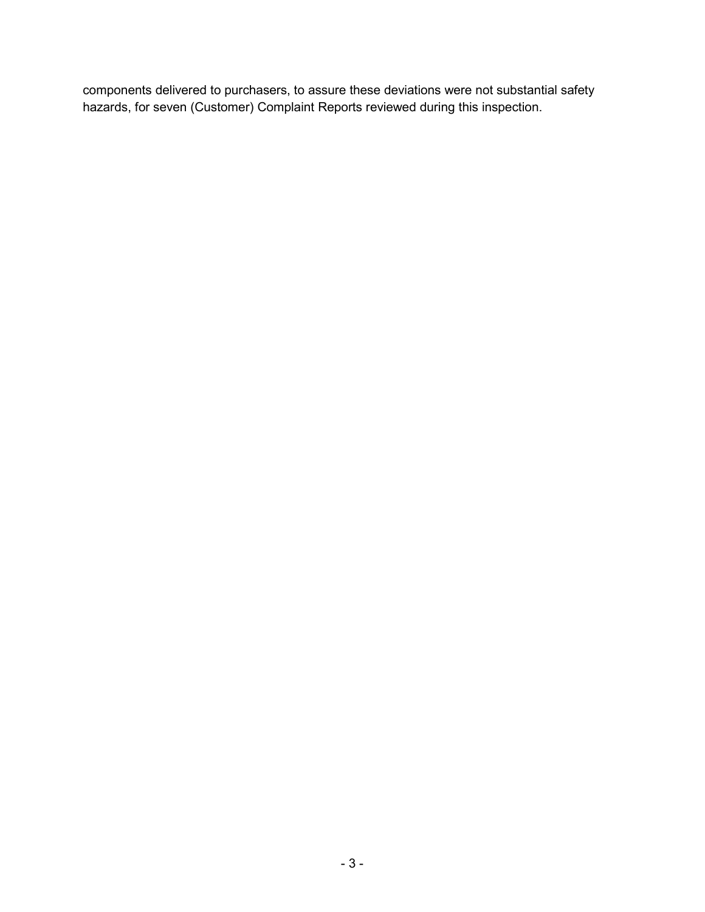components delivered to purchasers, to assure these deviations were not substantial safety hazards, for seven (Customer) Complaint Reports reviewed during this inspection.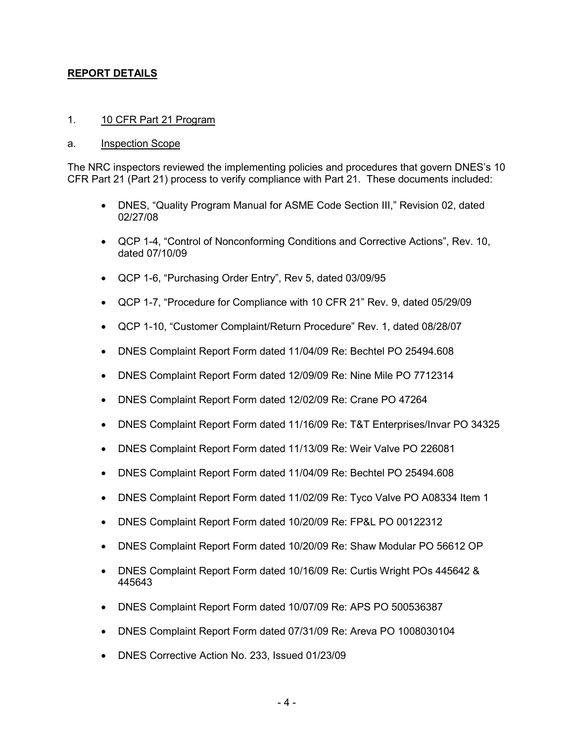## REPORT DETAILS

1. 10 CFR Part 21 Program

a. Inspection Scope

The NRC inspectors reviewed the implementing policies and procedures that govern DNES's 10 CFR Part 21 (Part 21) process to verify compliance with Part 21. These documents included:

- DNES, "Quality Program Manual for ASME Code Section III," Revision 02, dated 02/27/08
- QCP 1-4, "Control of Nonconforming Conditions and Corrective Actions", Rev. 10, dated 07/10/09
- QCP 1-6, "Purchasing Order Entry", Rev 5, dated 03/09/95
- QCP 1-7, "Procedure for Compliance with 10 CFR 21" Rev. 9, dated 05/29/09
- QCP 1-10, "Customer Complaint/Return Procedure" Rev. 1, dated 08/28/07
- DNES Complaint Report Form dated 11/04/09 Re: Bechtel PO 25494.608
- DNES Complaint Report Form dated 12/09/09 Re: Nine Mile PO 7712314
- DNES Complaint Report Form dated 12/02/09 Re: Crane PO 47264
- DNES Complaint Report Form dated 11/16/09 Re: T&T Enterprises/Invar PO 34325
- DNES Complaint Report Form dated 11/13/09 Re: Weir Valve PO 226081
- DNES Complaint Report Form dated 11/04/09 Re: Bechtel PO 25494.608
- DNES Complaint Report Form dated 11/02/09 Re: Tyco Valve PO A08334 Item 1
- DNES Complaint Report Form dated 10/20/09 Re: FP&L PO 00122312
- DNES Complaint Report Form dated 10/20/09 Re: Shaw Modular PO 56612 OP
- DNES Complaint Report Form dated 10/16/09 Re: Curtis Wright POs 445642 & 445643
- DNES Complaint Report Form dated 10/07/09 Re: APS PO 500536387
- DNES Complaint Report Form dated 07/31/09 Re: Areva PO 1008030104
- DNES Corrective Action No. 233, Issued 01/23/09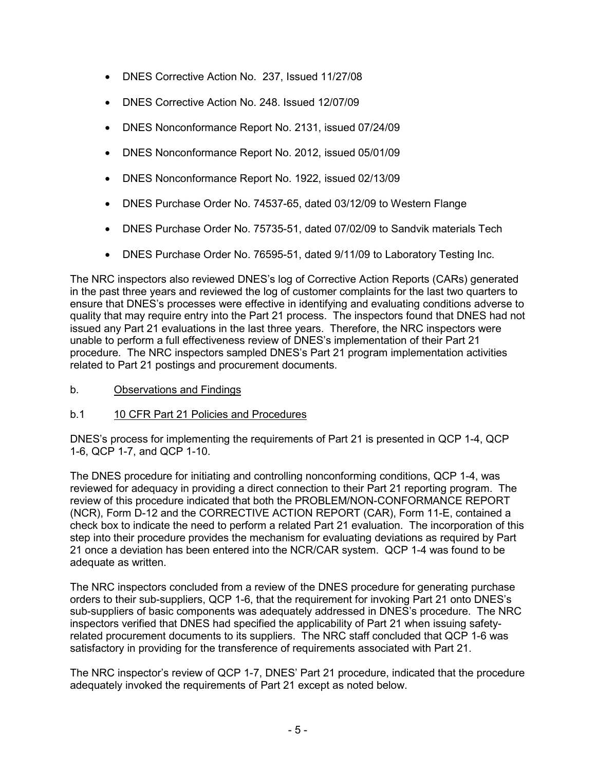- DNES Corrective Action No. 237, Issued 11/27/08
- DNES Corrective Action No. 248. Issued 12/07/09
- DNES Nonconformance Report No. 2131, issued 07/24/09
- DNES Nonconformance Report No. 2012, issued 05/01/09
- DNES Nonconformance Report No. 1922, issued 02/13/09
- DNES Purchase Order No. 74537-65, dated 03/12/09 to Western Flange
- DNES Purchase Order No. 75735-51, dated 07/02/09 to Sandvik materials Tech
- DNES Purchase Order No. 76595-51, dated 9/11/09 to Laboratory Testing Inc.

The NRC inspectors also reviewed DNES's log of Corrective Action Reports (CARs) generated in the past three years and reviewed the log of customer complaints for the last two quarters to ensure that DNES's processes were effective in identifying and evaluating conditions adverse to quality that may require entry into the Part 21 process. The inspectors found that DNES had not issued any Part 21 evaluations in the last three years. Therefore, the NRC inspectors were unable to perform a full effectiveness review of DNES's implementation of their Part 21 procedure. The NRC inspectors sampled DNES's Part 21 program implementation activities related to Part 21 postings and procurement documents.

b. Observations and Findings

b.1 10 CFR Part 21 Policies and Procedures

DNES's process for implementing the requirements of Part 21 is presented in QCP 1-4, QCP 1-6, QCP 1-7, and QCP 1-10.

The DNES procedure for initiating and controlling nonconforming conditions, QCP 1-4, was reviewed for adequacy in providing a direct connection to their Part 21 reporting program. The review of this procedure indicated that both the PROBLEM/NON-CONFORMANCE REPORT (NCR), Form D-12 and the CORRECTIVE ACTION REPORT (CAR), Form 11-E, contained a check box to indicate the need to perform a related Part 21 evaluation. The incorporation of this step into their procedure provides the mechanism for evaluating deviations as required by Part 21 once a deviation has been entered into the NCR/CAR system. QCP 1-4 was found to be adequate as written.

The NRC inspectors concluded from a review of the DNES procedure for generating purchase orders to their sub-suppliers, QCP 1-6, that the requirement for invoking Part 21 onto DNES's sub-suppliers of basic components was adequately addressed in DNES's procedure. The NRC inspectors verified that DNES had specified the applicability of Part 21 when issuing safety-related procurement documents to its suppliers. The NRC staff concluded that QCP 1-6 was satisfactory in providing for the transference of requirements associated with Part 21.

The NRC inspector's review of QCP 1-7, DNES' Part 21 procedure, indicated that the procedure adequately invoked the requirements of Part 21 except as noted below.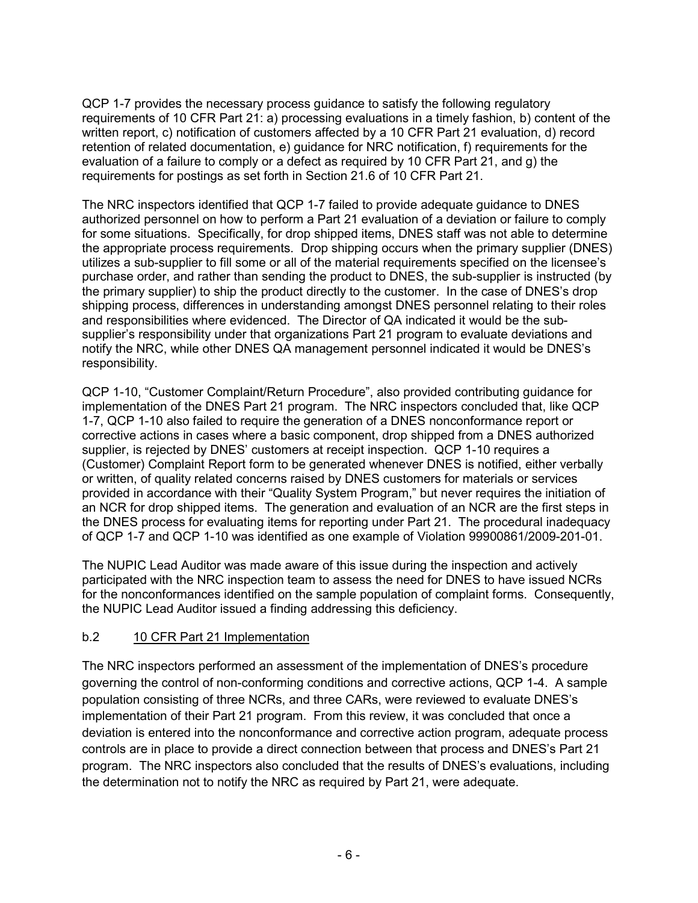QCP 1-7 provides the necessary process guidance to satisfy the following regulatory requirements of 10 CFR Part 21: a) processing evaluations in a timely fashion, b) content of the written report, c) notification of customers affected by a 10 CFR Part 21 evaluation, d) record retention of related documentation, e) guidance for NRC notification, f) requirements for the evaluation of a failure to comply or a defect as required by 10 CFR Part 21, and g) the requirements for postings as set forth in Section 21.6 of 10 CFR Part 21.

The NRC inspectors identified that QCP 1-7 failed to provide adequate guidance to DNES authorized personnel on how to perform a Part 21 evaluation of a deviation or failure to comply for some situations. Specifically, for drop shipped items, DNES staff was not able to determine the appropriate process requirements. Drop shipping occurs when the primary supplier (DNES) utilizes a sub-supplier to fill some or all of the material requirements specified on the licensee's purchase order, and rather than sending the product to DNES, the sub-supplier is instructed (by the primary supplier) to ship the product directly to the customer. In the case of DNES's drop shipping process, differences in understanding amongst DNES personnel relating to their roles and responsibilities where evidenced. The Director of QA indicated it would be the sub-supplier's responsibility under that organizations Part 21 program to evaluate deviations and notify the NRC, while other DNES QA management personnel indicated it would be DNES's responsibility.

QCP 1-10, "Customer Complaint/Return Procedure", also provided contributing guidance for implementation of the DNES Part 21 program. The NRC inspectors concluded that, like QCP 1-7, QCP 1-10 also failed to require the generation of a DNES nonconformance report or corrective actions in cases where a basic component, drop shipped from a DNES authorized supplier, is rejected by DNES' customers at receipt inspection. QCP 1-10 requires a (Customer) Complaint Report form to be generated whenever DNES is notified, either verbally or written, of quality related concerns raised by DNES customers for materials or services provided in accordance with their "Quality System Program," but never requires the initiation of an NCR for drop shipped items. The generation and evaluation of an NCR are the first steps in the DNES process for evaluating items for reporting under Part 21. The procedural inadequacy of QCP 1-7 and QCP 1-10 was identified as one example of Violation 99900861/2009-201-01.

The NUPIC Lead Auditor was made aware of this issue during the inspection and actively participated with the NRC inspection team to assess the need for DNES to have issued NCRs for the nonconformances identified on the sample population of complaint forms. Consequently, the NUPIC Lead Auditor issued a finding addressing this deficiency.

### b.2 10 CFR Part 21 Implementation

The NRC inspectors performed an assessment of the implementation of DNES's procedure governing the control of non-conforming conditions and corrective actions, QCP 1-4. A sample population consisting of three NCRs, and three CARs, were reviewed to evaluate DNES's implementation of their Part 21 program. From this review, it was concluded that once a deviation is entered into the nonconformance and corrective action program, adequate process controls are in place to provide a direct connection between that process and DNES's Part 21 program. The NRC inspectors also concluded that the results of DNES's evaluations, including the determination not to notify the NRC as required by Part 21, were adequate.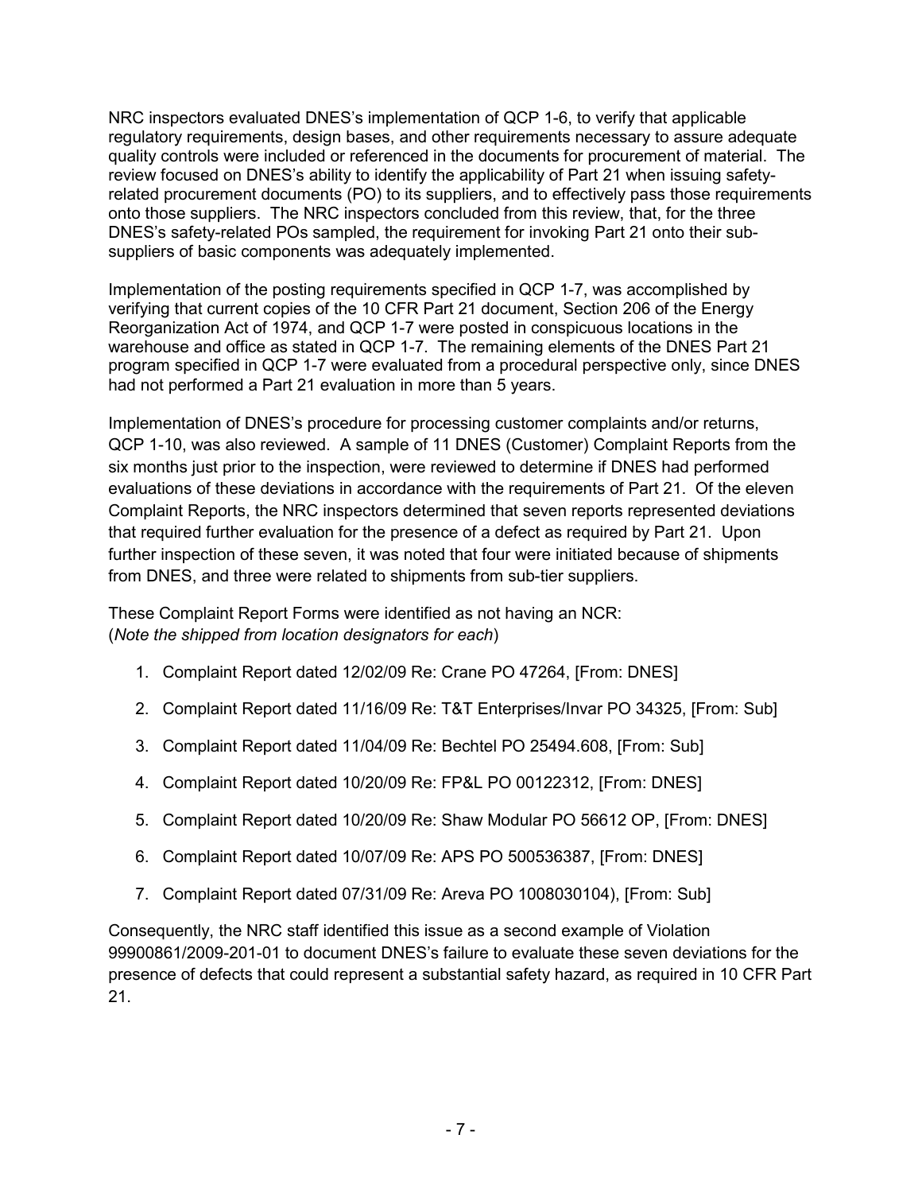NRC inspectors evaluated DNES's implementation of QCP 1-6, to verify that applicable regulatory requirements, design bases, and other requirements necessary to assure adequate quality controls were included or referenced in the documents for procurement of material. The review focused on DNES's ability to identify the applicability of Part 21 when issuing safety-related procurement documents (PO) to its suppliers, and to effectively pass those requirements onto those suppliers. The NRC inspectors concluded from this review, that, for the three DNES's safety-related POs sampled, the requirement for invoking Part 21 onto their sub-suppliers of basic components was adequately implemented.

Implementation of the posting requirements specified in QCP 1-7, was accomplished by verifying that current copies of the 10 CFR Part 21 document, Section 206 of the Energy Reorganization Act of 1974, and QCP 1-7 were posted in conspicuous locations in the warehouse and office as stated in QCP 1-7. The remaining elements of the DNES Part 21 program specified in QCP 1-7 were evaluated from a procedural perspective only, since DNES had not performed a Part 21 evaluation in more than 5 years.

Implementation of DNES's procedure for processing customer complaints and/or returns, QCP 1-10, was also reviewed. A sample of 11 DNES (Customer) Complaint Reports from the six months just prior to the inspection, were reviewed to determine if DNES had performed evaluations of these deviations in accordance with the requirements of Part 21. Of the eleven Complaint Reports, the NRC inspectors determined that seven reports represented deviations that required further evaluation for the presence of a defect as required by Part 21. Upon further inspection of these seven, it was noted that four were initiated because of shipments from DNES, and three were related to shipments from sub-tier suppliers.

These Complaint Report Forms were identified as not having an NCR:
(*Note the shipped from location designators for each*)

1. Complaint Report dated 12/02/09 Re: Crane PO 47264, [From: DNES]
2. Complaint Report dated 11/16/09 Re: T&T Enterprises/Invar PO 34325, [From: Sub]
3. Complaint Report dated 11/04/09 Re: Bechtel PO 25494.608, [From: Sub]
4. Complaint Report dated 10/20/09 Re: FP&L PO 00122312, [From: DNES]
5. Complaint Report dated 10/20/09 Re: Shaw Modular PO 56612 OP, [From: DNES]
6. Complaint Report dated 10/07/09 Re: APS PO 500536387, [From: DNES]
7. Complaint Report dated 07/31/09 Re: Areva PO 1008030104), [From: Sub]

Consequently, the NRC staff identified this issue as a second example of Violation 99900861/2009-201-01 to document DNES's failure to evaluate these seven deviations for the presence of defects that could represent a substantial safety hazard, as required in 10 CFR Part 21.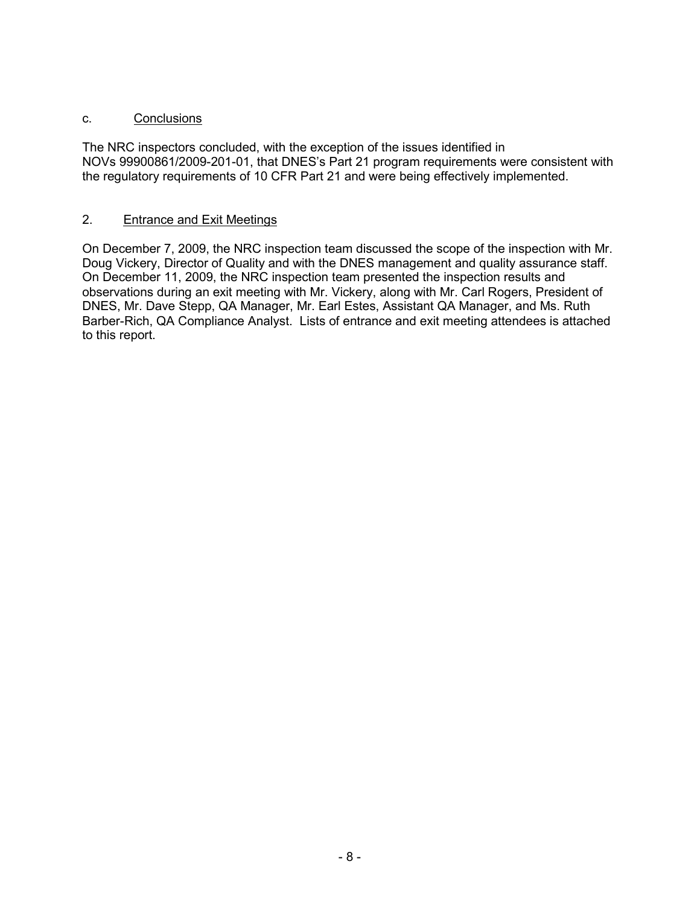c. Conclusions

The NRC inspectors concluded, with the exception of the issues identified in NOVs 99900861/2009-201-01, that DNES's Part 21 program requirements were consistent with the regulatory requirements of 10 CFR Part 21 and were being effectively implemented.

## 2. Entrance and Exit Meetings

On December 7, 2009, the NRC inspection team discussed the scope of the inspection with Mr. Doug Vickery, Director of Quality and with the DNES management and quality assurance staff. On December 11, 2009, the NRC inspection team presented the inspection results and observations during an exit meeting with Mr. Vickery, along with Mr. Carl Rogers, President of DNES, Mr. Dave Stepp, QA Manager, Mr. Earl Estes, Assistant QA Manager, and Ms. Ruth Barber-Rich, QA Compliance Analyst. Lists of entrance and exit meeting attendees is attached to this report.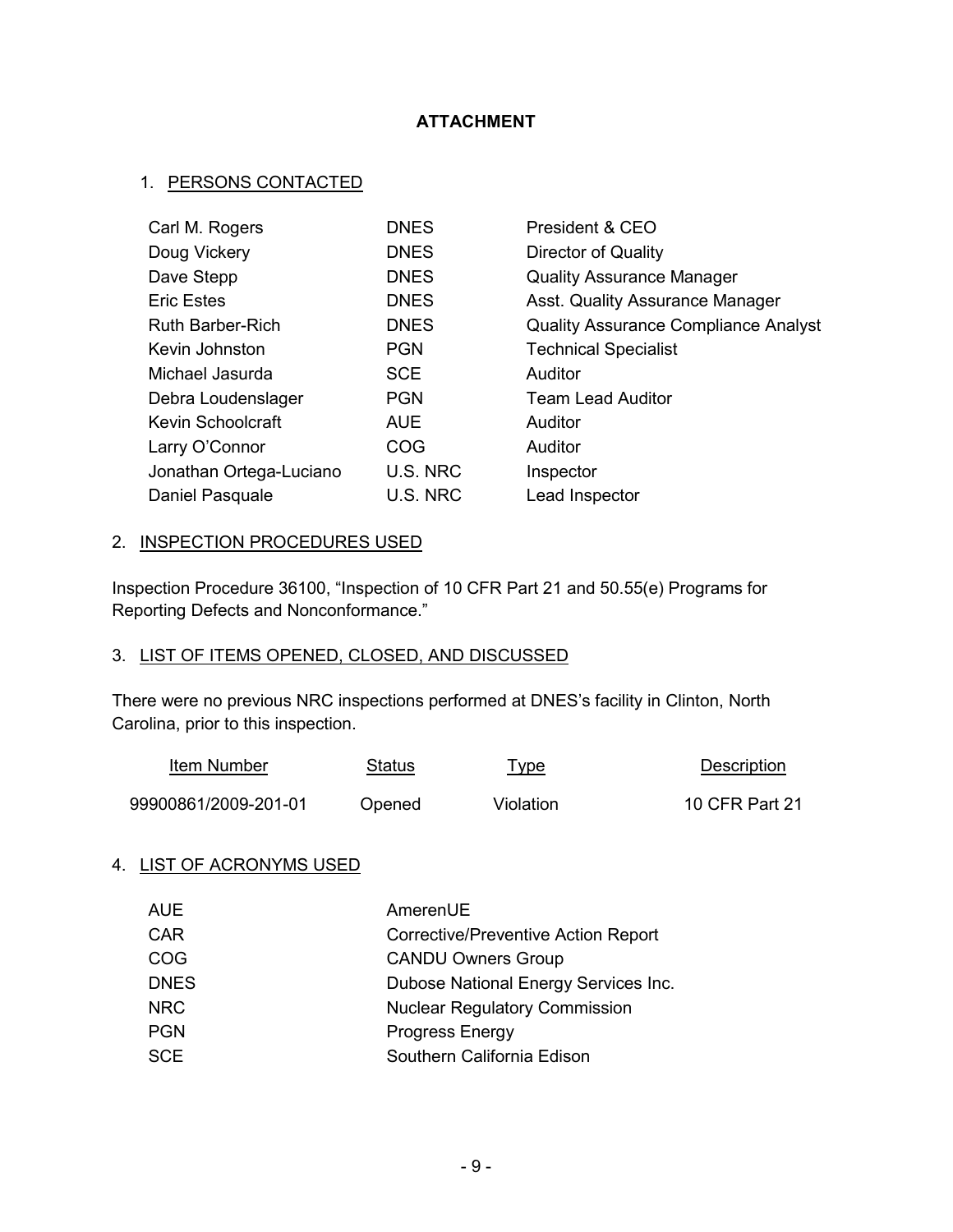# ATTACHMENT

## 1. PERSONS CONTACTED

| | | |
|---|---|---|
| Carl M. Rogers | DNES | President & CEO |
| Doug Vickery | DNES | Director of Quality |
| Dave Stepp | DNES | Quality Assurance Manager |
| Eric Estes | DNES | Asst. Quality Assurance Manager |
| Ruth Barber-Rich | DNES | Quality Assurance Compliance Analyst |
| Kevin Johnston | PGN | Technical Specialist |
| Michael Jasurda | SCE | Auditor |
| Debra Loudenslager | PGN | Team Lead Auditor |
| Kevin Schoolcraft | AUE | Auditor |
| Larry O'Connor | COG | Auditor |
| Jonathan Ortega-Luciano | U.S. NRC | Inspector |
| Daniel Pasquale | U.S. NRC | Lead Inspector |

## 2. INSPECTION PROCEDURES USED

Inspection Procedure 36100, "Inspection of 10 CFR Part 21 and 50.55(e) Programs for Reporting Defects and Nonconformance."

## 3. LIST OF ITEMS OPENED, CLOSED, AND DISCUSSED

There were no previous NRC inspections performed at DNES's facility in Clinton, North Carolina, prior to this inspection.

| Item Number | Status | Type | Description |
|---|---|---|---|
| 99900861/2009-201-01 | Opened | Violation | 10 CFR Part 21 |

## 4. LIST OF ACRONYMS USED

| | |
|---|---|
| AUE | AmerenUE |
| CAR | Corrective/Preventive Action Report |
| COG | CANDU Owners Group |
| DNES | Dubose National Energy Services Inc. |
| NRC | Nuclear Regulatory Commission |
| PGN | Progress Energy |
| SCE | Southern California Edison |